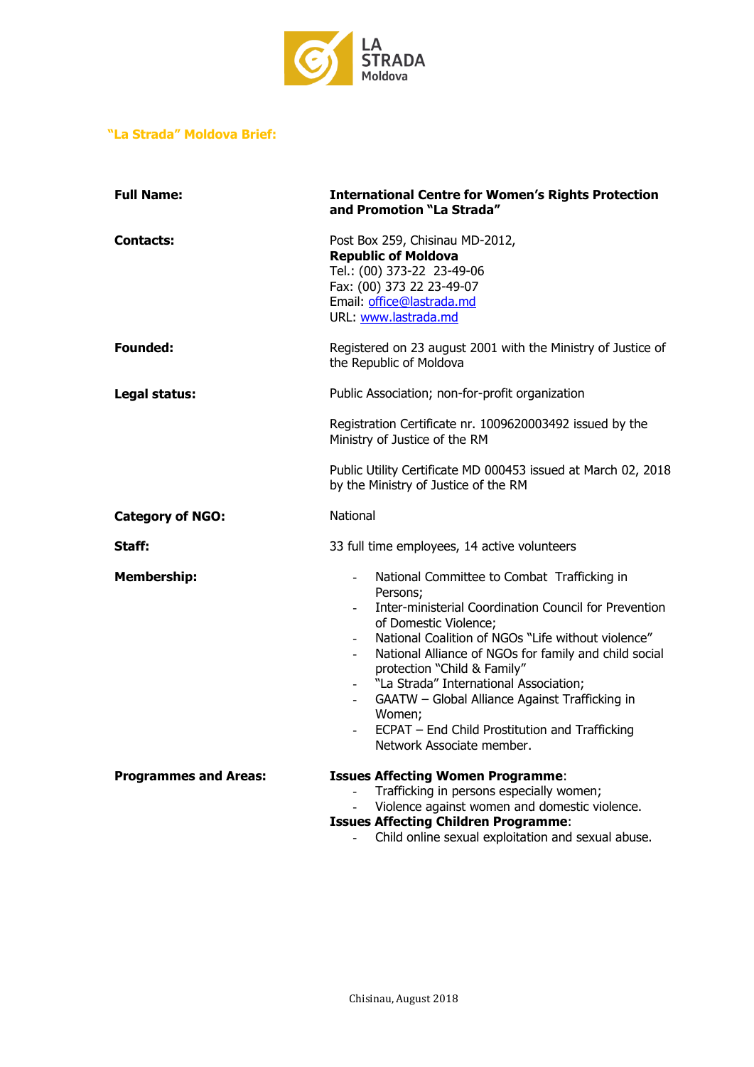LA STRADA Moldova

## "La Strada" Moldova Brief:

| | |
|---|---|
| **Full Name:** | **International Centre for Women's Rights Protection and Promotion "La Strada"** |
| **Contacts:** | Post Box 259, Chisinau MD-2012, **Republic of Moldova** Tel.: (00) 373-22 23-49-06 Fax: (00) 373 22 23-49-07 Email: office@lastrada.md URL: www.lastrada.md |
| **Founded:** | Registered on 23 august 2001 with the Ministry of Justice of the Republic of Moldova |
| **Legal status:** | Public Association; non-for-profit organization<br><br>Registration Certificate nr. 1009620003492 issued by the Ministry of Justice of the RM<br><br>Public Utility Certificate MD 000453 issued at March 02, 2018 by the Ministry of Justice of the RM |
| **Category of NGO:** | National |
| **Staff:** | 33 full time employees, 14 active volunteers |
| **Membership:** | - National Committee to Combat Trafficking in Persons;<br>- Inter-ministerial Coordination Council for Prevention of Domestic Violence;<br>- National Coalition of NGOs "Life without violence"<br>- National Alliance of NGOs for family and child social protection "Child & Family"<br>- "La Strada" International Association;<br>- GAATW – Global Alliance Against Trafficking in Women;<br>- ECPAT – End Child Prostitution and Trafficking Network Associate member. |
| **Programmes and Areas:** | **Issues Affecting Women Programme**:<br>- Trafficking in persons especially women;<br>- Violence against women and domestic violence.<br>**Issues Affecting Children Programme**:<br>- Child online sexual exploitation and sexual abuse. |

Chisinau, August 2018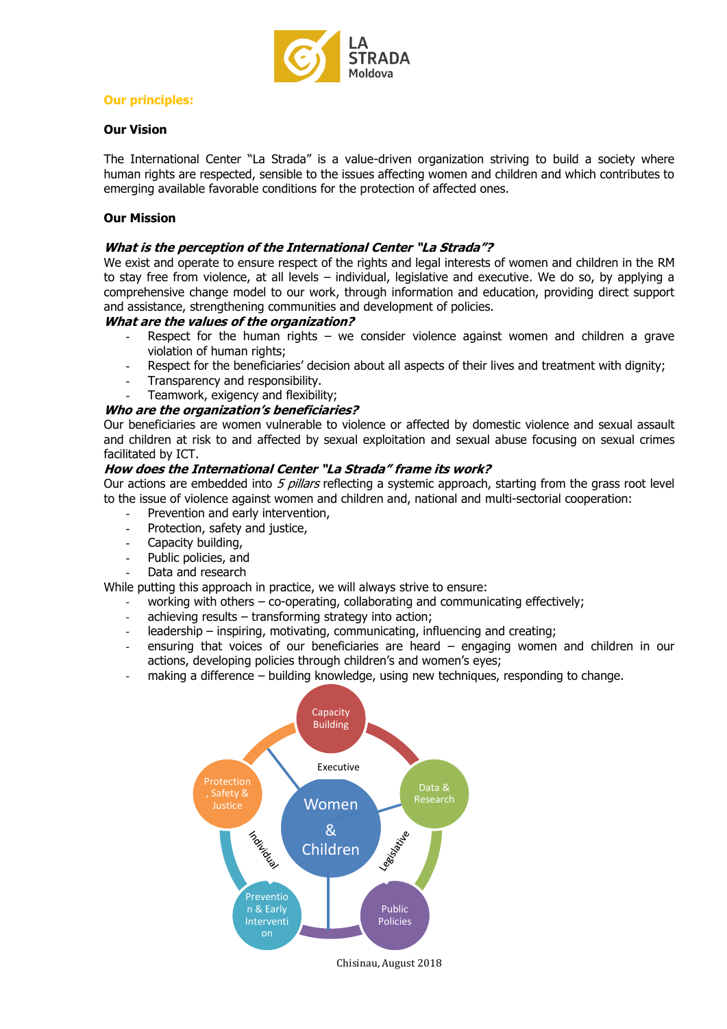LA STRADA Moldova

**Our principles:**

**Our Vision**

The International Center "La Strada" is a value-driven organization striving to build a society where human rights are respected, sensible to the issues affecting women and children and which contributes to emerging available favorable conditions for the protection of affected ones.

**Our Mission**

***What is the perception of the International Center "La Strada"?***

We exist and operate to ensure respect of the rights and legal interests of women and children in the RM to stay free from violence, at all levels – individual, legislative and executive. We do so, by applying a comprehensive change model to our work, through information and education, providing direct support and assistance, strengthening communities and development of policies.

***What are the values of the organization?***

- Respect for the human rights – we consider violence against women and children a grave violation of human rights;
- Respect for the beneficiaries' decision about all aspects of their lives and treatment with dignity;
- Transparency and responsibility.
- Teamwork, exigency and flexibility;

***Who are the organization's beneficiaries?***

Our beneficiaries are women vulnerable to violence or affected by domestic violence and sexual assault and children at risk to and affected by sexual exploitation and sexual abuse focusing on sexual crimes facilitated by ICT.

***How does the International Center "La Strada" frame its work?***

Our actions are embedded into *5 pillars* reflecting a systemic approach, starting from the grass root level to the issue of violence against women and children and, national and multi-sectorial cooperation:

- Prevention and early intervention,
- Protection, safety and justice,
- Capacity building,
- Public policies, and
- Data and research

While putting this approach in practice, we will always strive to ensure:

- working with others – co-operating, collaborating and communicating effectively;
- achieving results – transforming strategy into action;
- leadership – inspiring, motivating, communicating, influencing and creating;
- ensuring that voices of our beneficiaries are heard – engaging women and children in our actions, developing policies through children's and women's eyes;
- making a difference – building knowledge, using new techniques, responding to change.

Capacity Building
Executive
Protection, Safety & Justice
Data & Research
Women & Children
Individual
Legislative
Prevention & Early Intervention
Public Policies

Chisinau, August 2018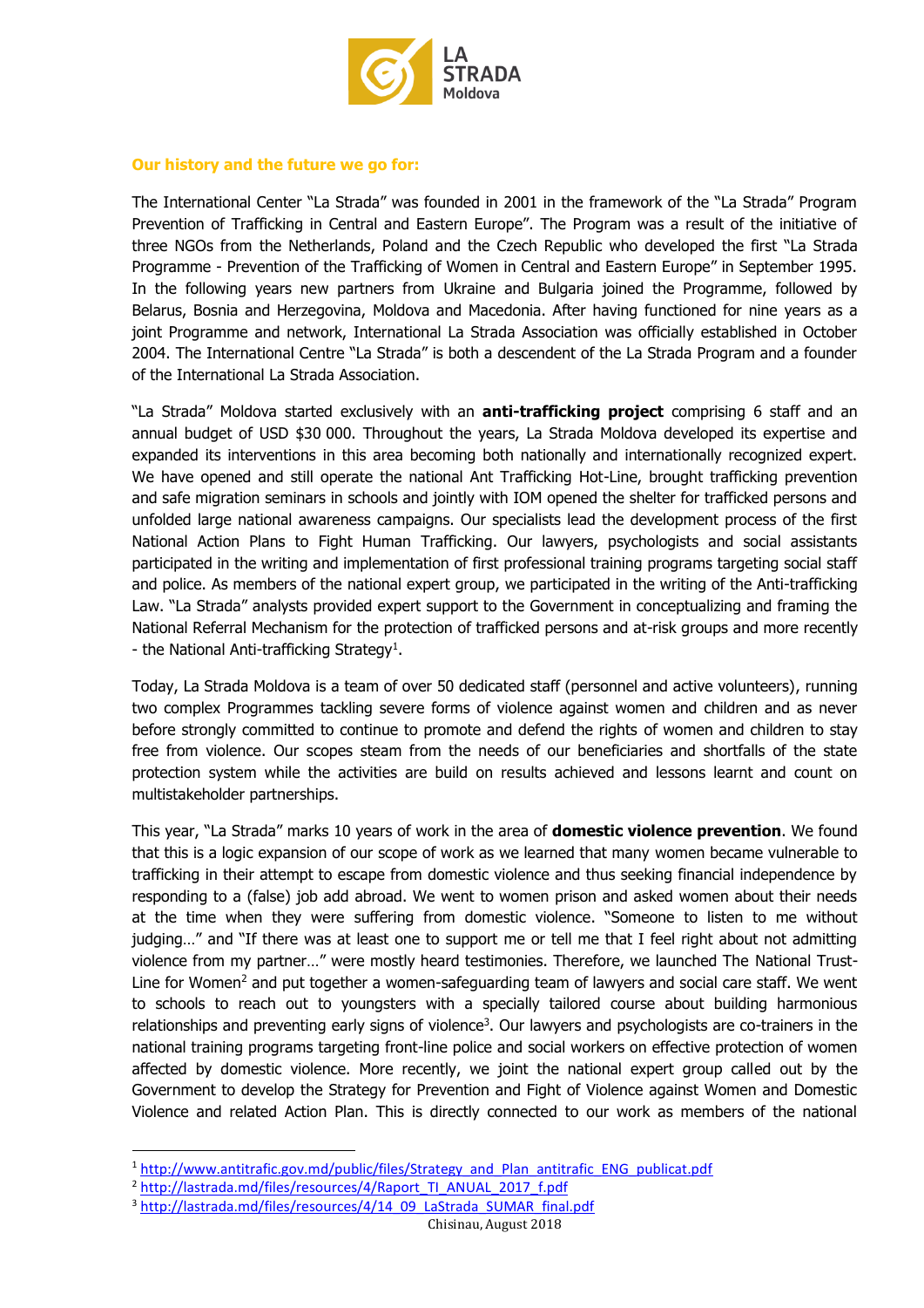### Our history and the future we go for:

The International Center "La Strada" was founded in 2001 in the framework of the "La Strada" Program Prevention of Trafficking in Central and Eastern Europe". The Program was a result of the initiative of three NGOs from the Netherlands, Poland and the Czech Republic who developed the first "La Strada Programme - Prevention of the Trafficking of Women in Central and Eastern Europe" in September 1995. In the following years new partners from Ukraine and Bulgaria joined the Programme, followed by Belarus, Bosnia and Herzegovina, Moldova and Macedonia. After having functioned for nine years as a joint Programme and network, International La Strada Association was officially established in October 2004. The International Centre "La Strada" is both a descendent of the La Strada Program and a founder of the International La Strada Association.

"La Strada" Moldova started exclusively with an **anti-trafficking project** comprising 6 staff and an annual budget of USD $30 000. Throughout the years, La Strada Moldova developed its expertise and expanded its interventions in this area becoming both nationally and internationally recognized expert. We have opened and still operate the national Ant Trafficking Hot-Line, brought trafficking prevention and safe migration seminars in schools and jointly with IOM opened the shelter for trafficked persons and unfolded large national awareness campaigns. Our specialists lead the development process of the first National Action Plans to Fight Human Trafficking. Our lawyers, psychologists and social assistants participated in the writing and implementation of first professional training programs targeting social staff and police. As members of the national expert group, we participated in the writing of the Anti-trafficking Law. "La Strada" analysts provided expert support to the Government in conceptualizing and framing the National Referral Mechanism for the protection of trafficked persons and at-risk groups and more recently - the National Anti-trafficking Strategy[1].

Today, La Strada Moldova is a team of over 50 dedicated staff (personnel and active volunteers), running two complex Programmes tackling severe forms of violence against women and children and as never before strongly committed to continue to promote and defend the rights of women and children to stay free from violence. Our scopes steam from the needs of our beneficiaries and shortfalls of the state protection system while the activities are build on results achieved and lessons learnt and count on multistakeholder partnerships.

This year, "La Strada" marks 10 years of work in the area of **domestic violence prevention**. We found that this is a logic expansion of our scope of work as we learned that many women became vulnerable to trafficking in their attempt to escape from domestic violence and thus seeking financial independence by responding to a (false) job add abroad. We went to women prison and asked women about their needs at the time when they were suffering from domestic violence. "Someone to listen to me without judging…" and "If there was at least one to support me or tell me that I feel right about not admitting violence from my partner…" were mostly heard testimonies. Therefore, we launched The National Trust-Line for Women[2] and put together a women-safeguarding team of lawyers and social care staff. We went to schools to reach out to youngsters with a specially tailored course about building harmonious relationships and preventing early signs of violence[3]. Our lawyers and psychologists are co-trainers in the national training programs targeting front-line police and social workers on effective protection of women affected by domestic violence. More recently, we joint the national expert group called out by the Government to develop the Strategy for Prevention and Fight of Violence against Women and Domestic Violence and related Action Plan. This is directly connected to our work as members of the national

[1] http://www.antitrafic.gov.md/public/files/Strategy_and_Plan_antitrafic_ENG_publicat.pdf
[2] http://lastrada.md/files/resources/4/Raport_TI_ANUAL_2017_f.pdf
[3] http://lastrada.md/files/resources/4/14_09_LaStrada_SUMAR_final.pdf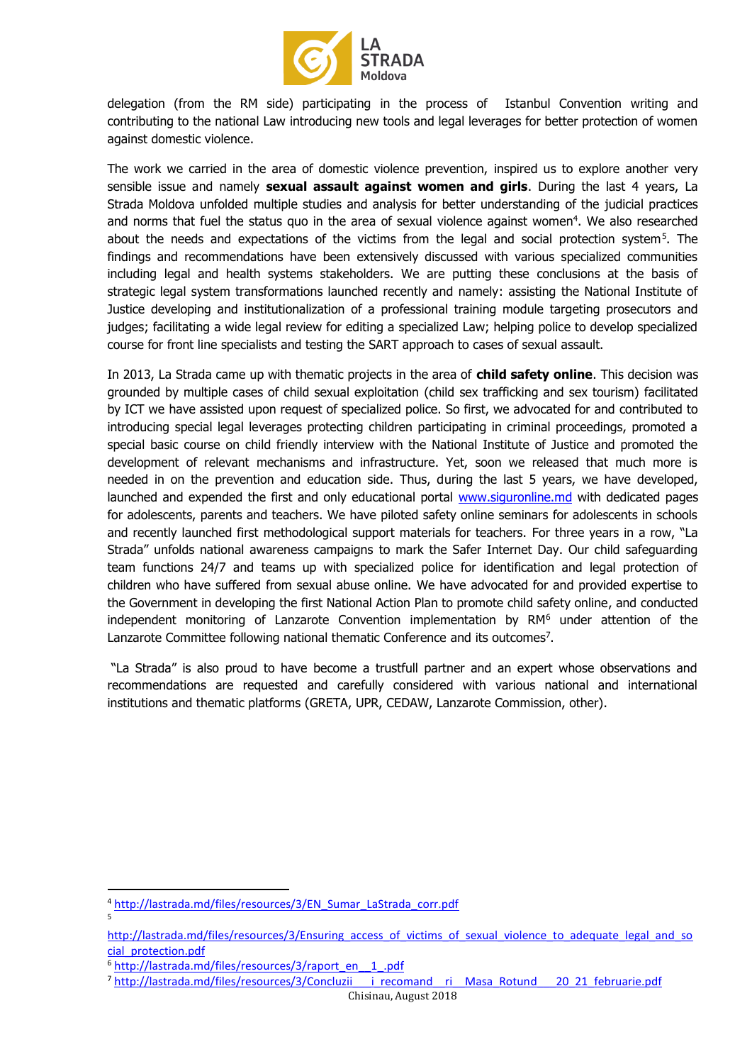delegation (from the RM side) participating in the process of Istanbul Convention writing and contributing to the national Law introducing new tools and legal leverages for better protection of women against domestic violence.

The work we carried in the area of domestic violence prevention, inspired us to explore another very sensible issue and namely **sexual assault against women and girls**. During the last 4 years, La Strada Moldova unfolded multiple studies and analysis for better understanding of the judicial practices and norms that fuel the status quo in the area of sexual violence against women[4]. We also researched about the needs and expectations of the victims from the legal and social protection system[5]. The findings and recommendations have been extensively discussed with various specialized communities including legal and health systems stakeholders. We are putting these conclusions at the basis of strategic legal system transformations launched recently and namely: assisting the National Institute of Justice developing and institutionalization of a professional training module targeting prosecutors and judges; facilitating a wide legal review for editing a specialized Law; helping police to develop specialized course for front line specialists and testing the SART approach to cases of sexual assault.

In 2013, La Strada came up with thematic projects in the area of **child safety online**. This decision was grounded by multiple cases of child sexual exploitation (child sex trafficking and sex tourism) facilitated by ICT we have assisted upon request of specialized police. So first, we advocated for and contributed to introducing special legal leverages protecting children participating in criminal proceedings, promoted a special basic course on child friendly interview with the National Institute of Justice and promoted the development of relevant mechanisms and infrastructure. Yet, soon we released that much more is needed in on the prevention and education side. Thus, during the last 5 years, we have developed, launched and expended the first and only educational portal www.siguronline.md with dedicated pages for adolescents, parents and teachers. We have piloted safety online seminars for adolescents in schools and recently launched first methodological support materials for teachers. For three years in a row, "La Strada" unfolds national awareness campaigns to mark the Safer Internet Day. Our child safeguarding team functions 24/7 and teams up with specialized police for identification and legal protection of children who have suffered from sexual abuse online. We have advocated for and provided expertise to the Government in developing the first National Action Plan to promote child safety online, and conducted independent monitoring of Lanzarote Convention implementation by RM[6] under attention of the Lanzarote Committee following national thematic Conference and its outcomes[7].

"La Strada" is also proud to have become a trustfull partner and an expert whose observations and recommendations are requested and carefully considered with various national and international institutions and thematic platforms (GRETA, UPR, CEDAW, Lanzarote Commission, other).

---

[4] http://lastrada.md/files/resources/3/EN_Sumar_LaStrada_corr.pdf

[5] http://lastrada.md/files/resources/3/Ensuring_access_of_victims_of_sexual_violence_to_adequate_legal_and_social_protection.pdf

[6] http://lastrada.md/files/resources/3/raport_en__1_.pdf

[7] http://lastrada.md/files/resources/3/Concluzii___i_recomand___ri__Masa_Rotund___20_21_februarie.pdf

Chisinau, August 2018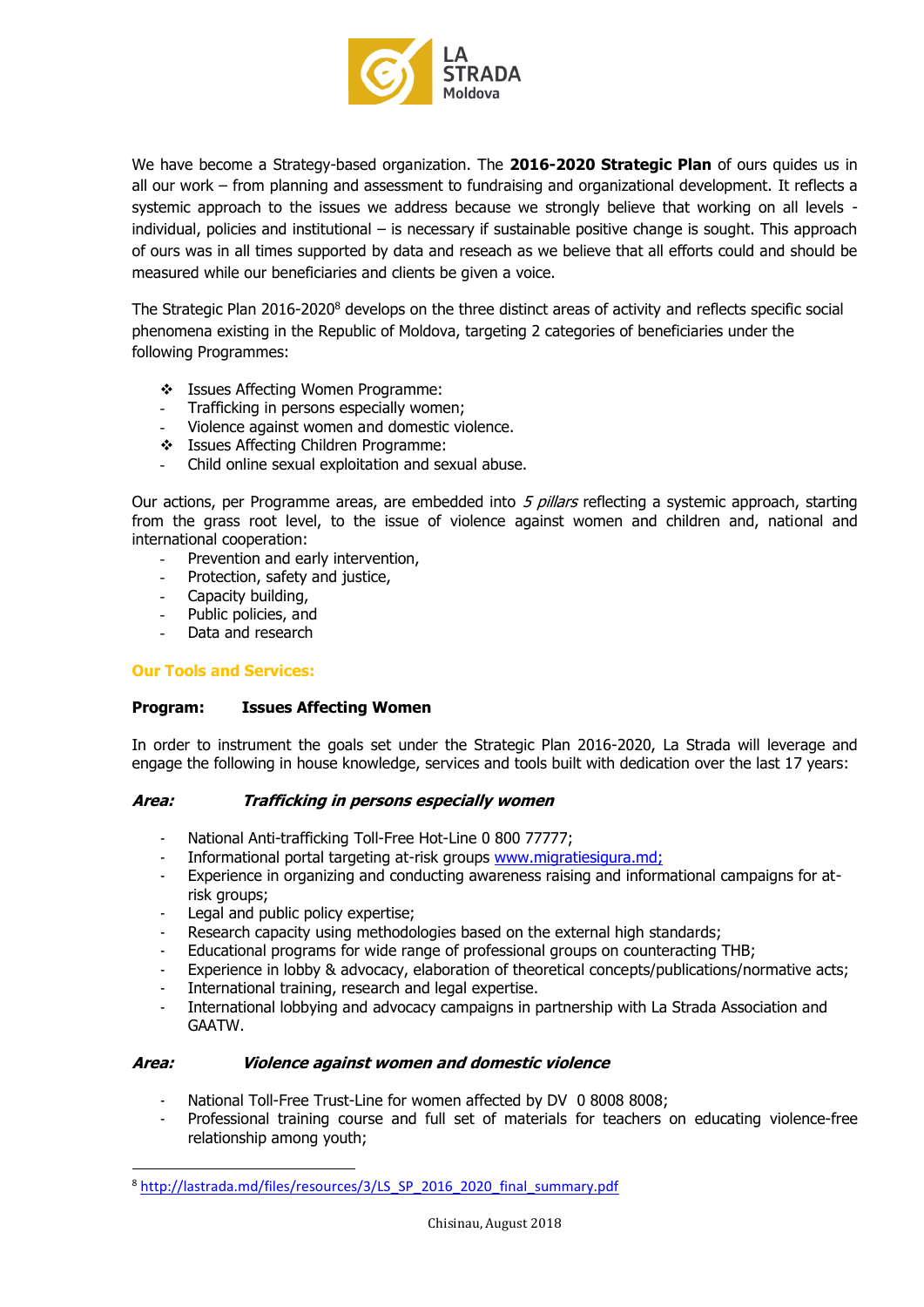We have become a Strategy-based organization. The **2016-2020 Strategic Plan** of ours quides us in all our work – from planning and assessment to fundraising and organizational development. It reflects a systemic approach to the issues we address because we strongly believe that working on all levels - individual, policies and institutional – is necessary if sustainable positive change is sought. This approach of ours was in all times supported by data and reseach as we believe that all efforts could and should be measured while our beneficiaries and clients be given a voice.

The Strategic Plan 2016-2020[8] develops on the three distinct areas of activity and reflects specific social phenomena existing in the Republic of Moldova, targeting 2 categories of beneficiaries under the following Programmes:

- Issues Affecting Women Programme:
  - Trafficking in persons especially women;
  - Violence against women and domestic violence.
- Issues Affecting Children Programme:
  - Child online sexual exploitation and sexual abuse.

Our actions, per Programme areas, are embedded into *5 pillars* reflecting a systemic approach, starting from the grass root level, to the issue of violence against women and children and, national and international cooperation:

- Prevention and early intervention,
- Protection, safety and justice,
- Capacity building,
- Public policies, and
- Data and research

## Our Tools and Services:

**Program: Issues Affecting Women**

In order to instrument the goals set under the Strategic Plan 2016-2020, La Strada will leverage and engage the following in house knowledge, services and tools built with dedication over the last 17 years:

***Area: Trafficking in persons especially women***

- National Anti-trafficking Toll-Free Hot-Line 0 800 77777;
- Informational portal targeting at-risk groups www.migratiesigura.md;
- Experience in organizing and conducting awareness raising and informational campaigns for at-risk groups;
- Legal and public policy expertise;
- Research capacity using methodologies based on the external high standards;
- Educational programs for wide range of professional groups on counteracting THB;
- Experience in lobby & advocacy, elaboration of theoretical concepts/publications/normative acts;
- International training, research and legal expertise.
- International lobbying and advocacy campaigns in partnership with La Strada Association and GAATW.

***Area: Violence against women and domestic violence***

- National Toll-Free Trust-Line for women affected by DV 0 8008 8008;
- Professional training course and full set of materials for teachers on educating violence-free relationship among youth;

[8] http://lastrada.md/files/resources/3/LS_SP_2016_2020_final_summary.pdf

Chisinau, August 2018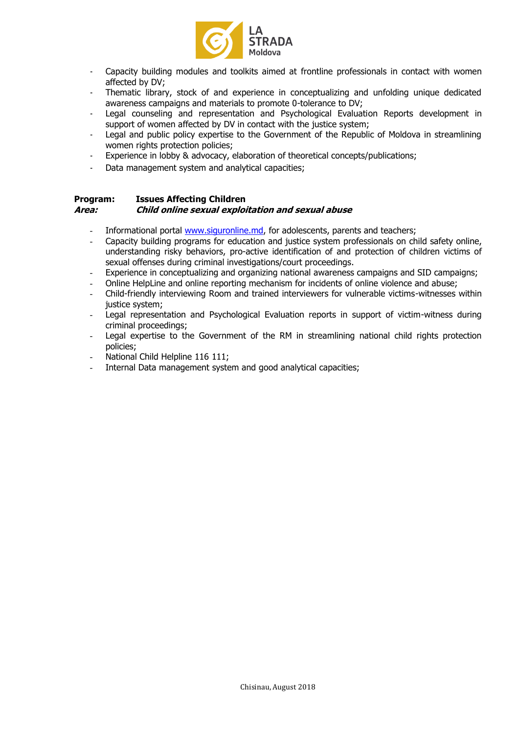- Capacity building modules and toolkits aimed at frontline professionals in contact with women affected by DV;
- Thematic library, stock of and experience in conceptualizing and unfolding unique dedicated awareness campaigns and materials to promote 0-tolerance to DV;
- Legal counseling and representation and Psychological Evaluation Reports development in support of women affected by DV in contact with the justice system;
- Legal and public policy expertise to the Government of the Republic of Moldova in streamlining women rights protection policies;
- Experience in lobby & advocacy, elaboration of theoretical concepts/publications;
- Data management system and analytical capacities;

**Program:** **Issues Affecting Children**
***Area:*** ***Child online sexual exploitation and sexual abuse***

- Informational portal [www.siguronline.md](http://www.siguronline.md), for adolescents, parents and teachers;
- Capacity building programs for education and justice system professionals on child safety online, understanding risky behaviors, pro-active identification of and protection of children victims of sexual offenses during criminal investigations/court proceedings.
- Experience in conceptualizing and organizing national awareness campaigns and SID campaigns;
- Online HelpLine and online reporting mechanism for incidents of online violence and abuse;
- Child-friendly interviewing Room and trained interviewers for vulnerable victims-witnesses within justice system;
- Legal representation and Psychological Evaluation reports in support of victim-witness during criminal proceedings;
- Legal expertise to the Government of the RM in streamlining national child rights protection policies;
- National Child Helpline 116 111;
- Internal Data management system and good analytical capacities;

Chisinau, August 2018